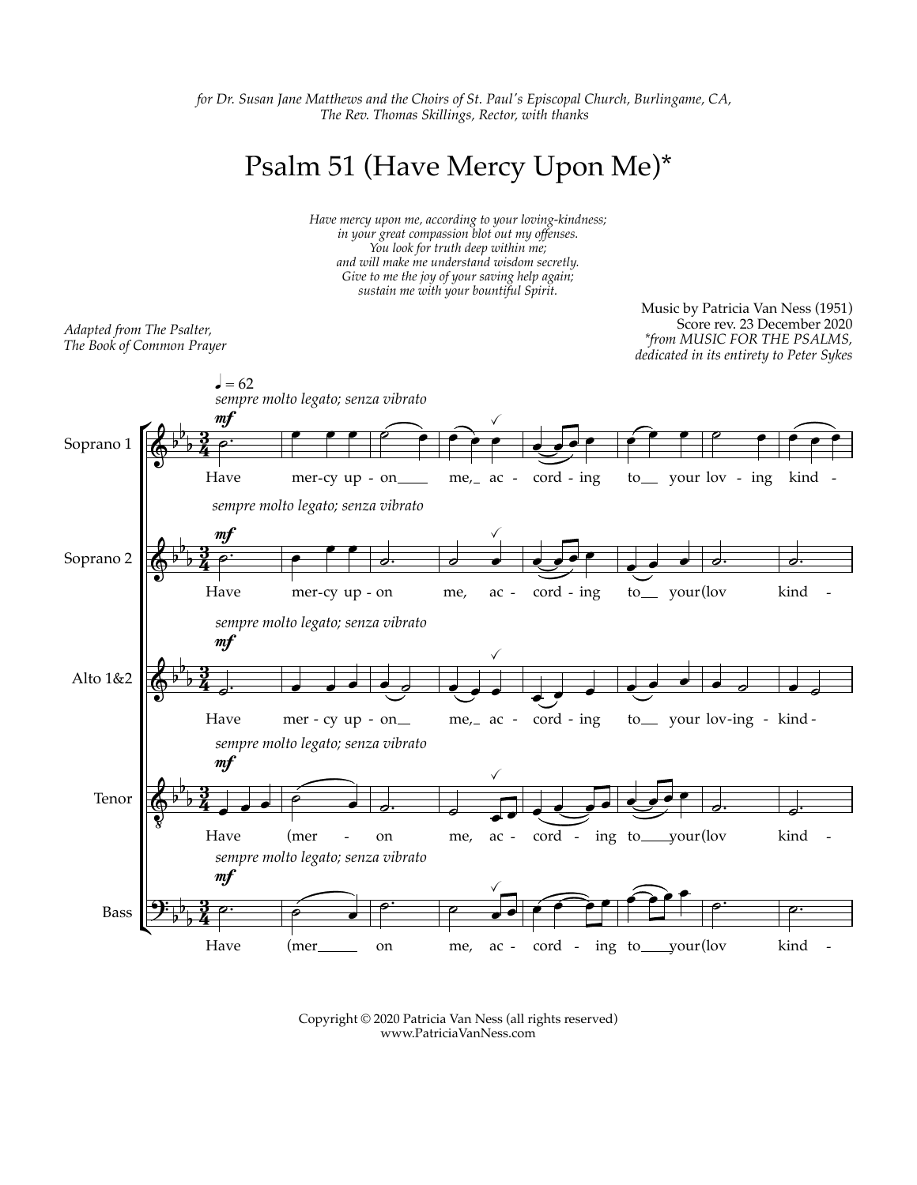*for Dr. Susan Jane Matthews and the Choirs of St. Paul's Episcopal Church, Burlingame, CA,*
*The Rev. Thomas Skillings, Rector, with thanks*

# Psalm 51 (Have Mercy Upon Me)*

*Have mercy upon me, according to your loving-kindness;*
*in your great compassion blot out my offenses.*
*You look for truth deep within me;*
*and will make me understand wisdom secretly.*
*Give to me the joy of your saving help again;*
*sustain me with your bountiful Spirit.*

*Adapted from The Psalter,*
*The Book of Common Prayer*

Music by Patricia Van Ness (1951)
Score rev. 23 December 2020
*\*from MUSIC FOR THE PSALMS,*
*dedicated in its entirety to Peter Sykes*

Copyright © 2020 Patricia Van Ness (all rights reserved)
www.PatriciaVanNess.com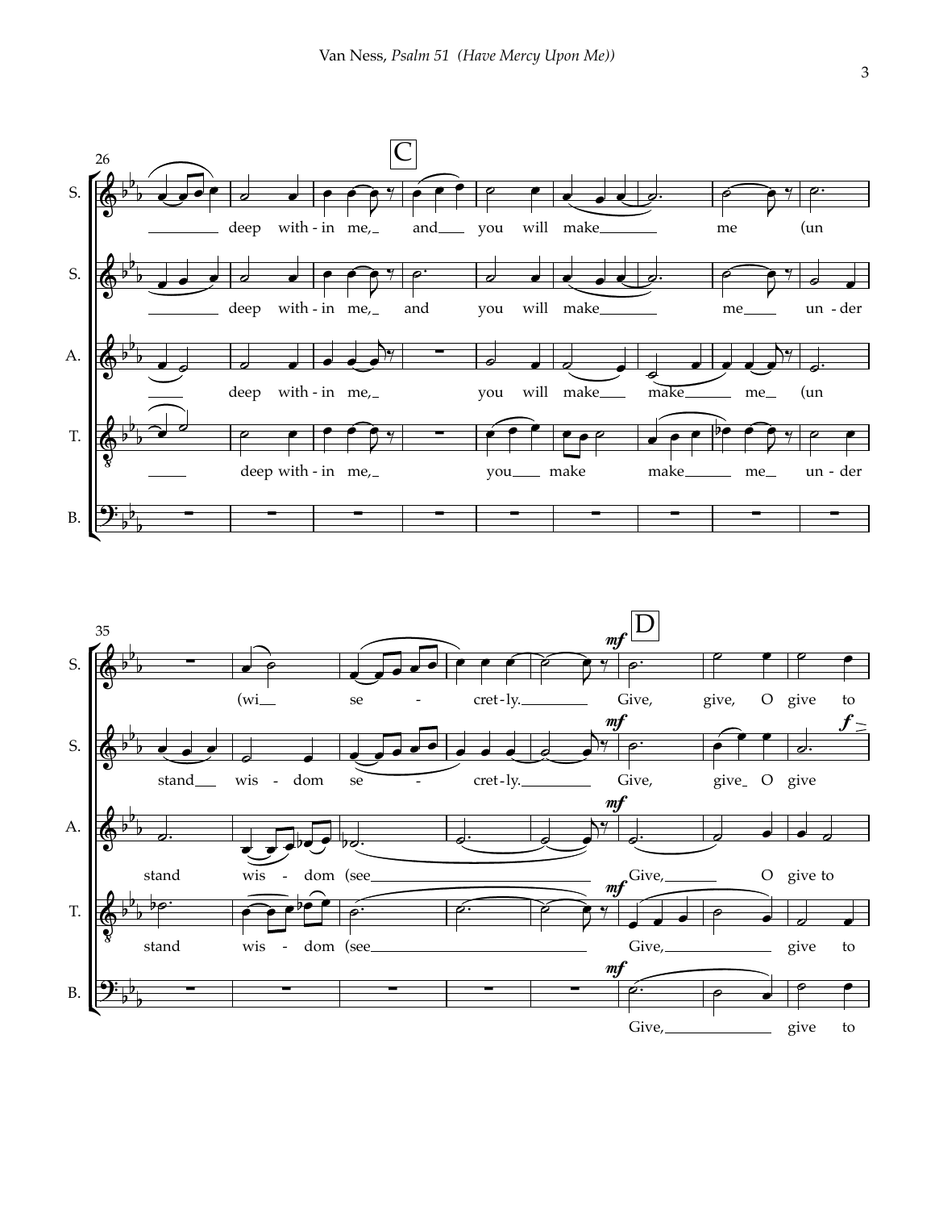**S.** deep with - in me, and you will make me (un

**S.** deep with - in me, and you will make me un - der

**A.** deep with - in me, you will make make me (un

**T.** deep with - in me, you make make me un - der

**S.** (wi se - cret - ly. Give, give, O give to

**S.** stand wis - dom se - cret - ly. Give, give O give

**A.** stand wis - dom (see Give, O give to

**T.** stand wis - dom (see Give, give to

**B.** Give, give to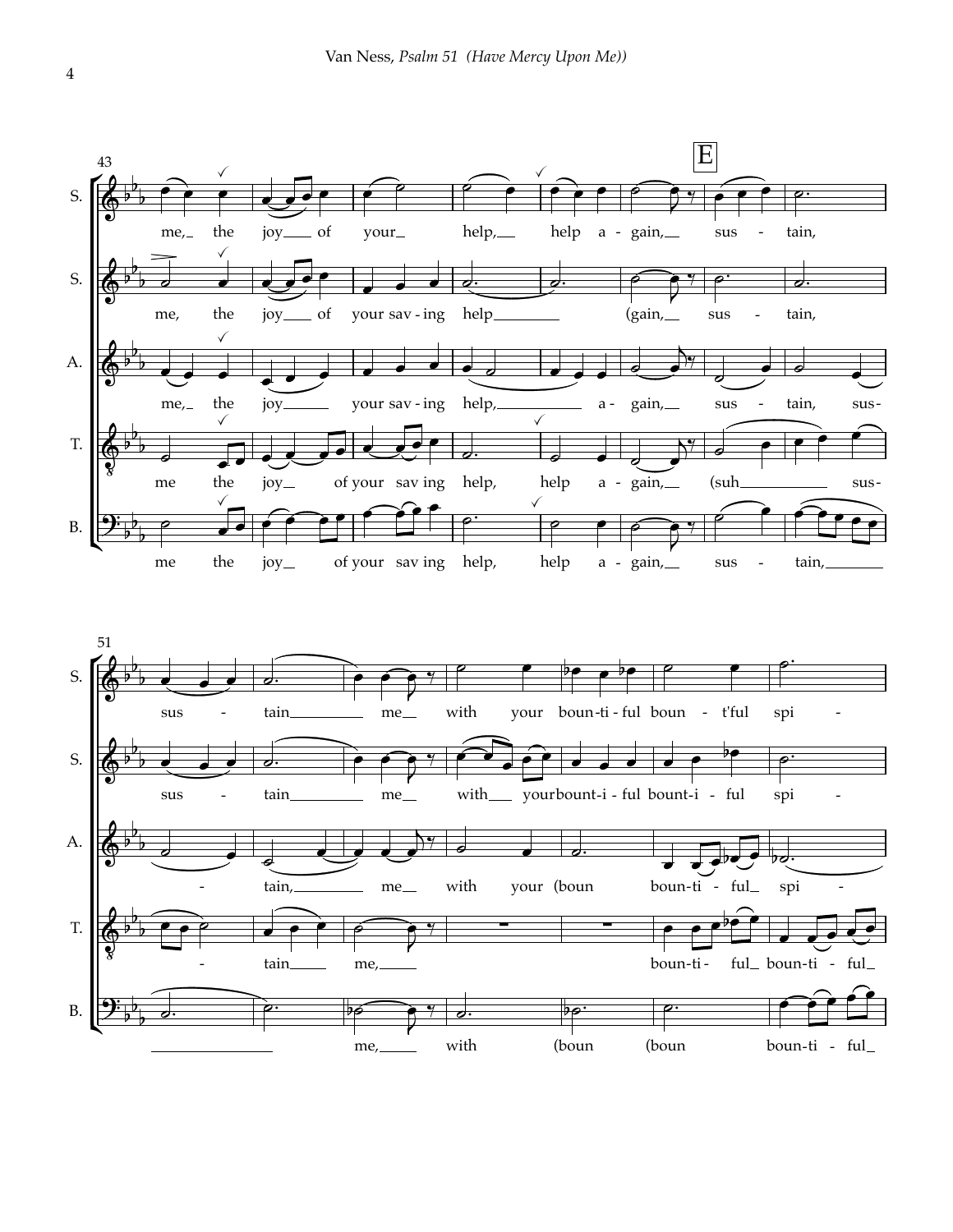43

**E**

S. me, the joy of your help, help a - gain, sus - tain,

S. me, the joy of your sav - ing help (gain, sus - tain,

A. me, the joy your sav - ing help, a - gain, sus - tain, sus-

T. me the joy of your sav ing help, help a - gain, (suh sus-

B. me the joy of your sav ing help, help a - gain, sus - tain,

51

S. sus - tain me with your boun - ti - ful boun - t'ful spi -

S. sus - tain me with your bount - i - ful bount - i - ful spi -

A. - tain, me with your (boun boun - ti - ful spi -

T. - tain me, boun - ti - ful boun - ti - ful

B. me, with (boun (boun boun - ti - ful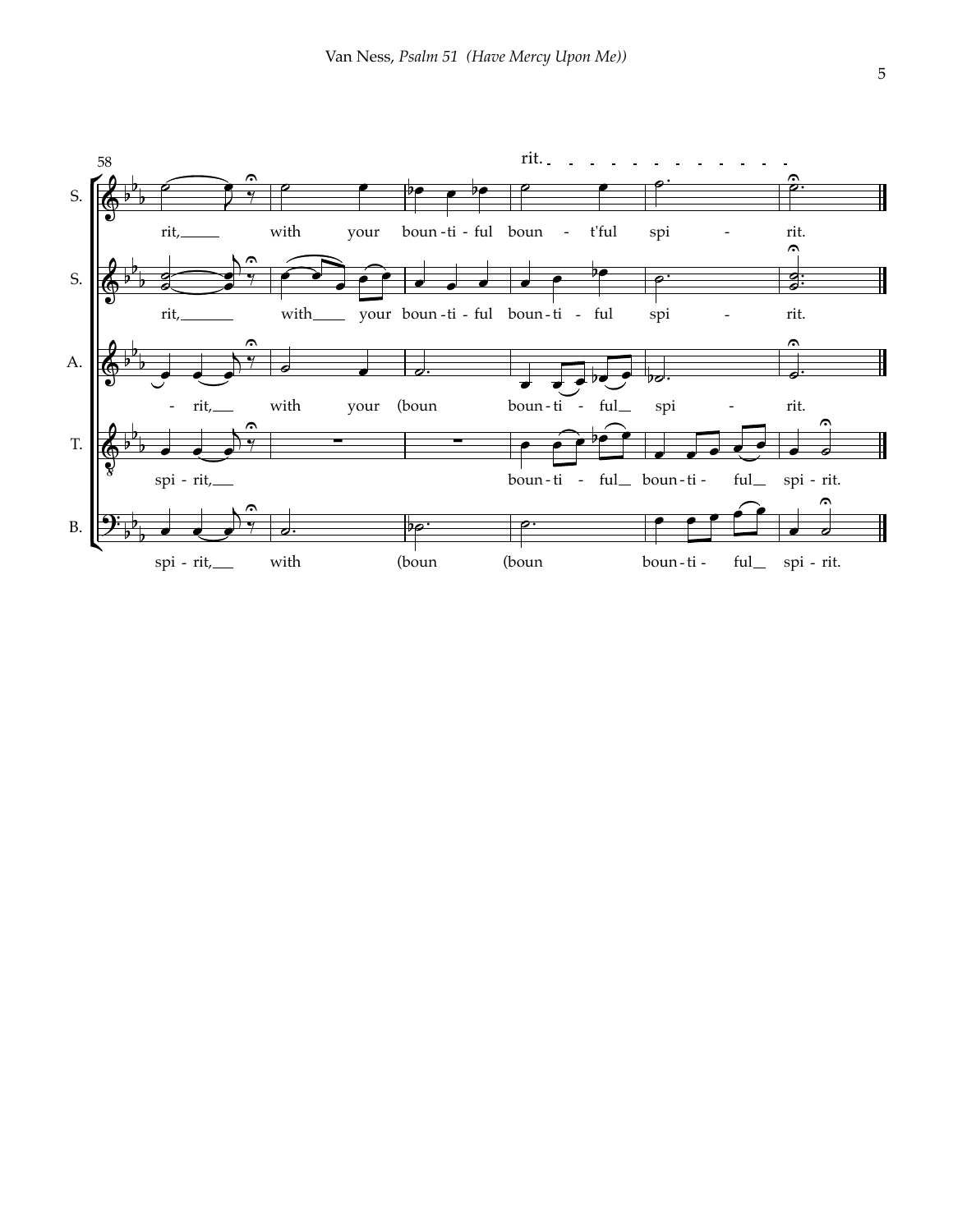58

rit.

S.: rit, with your boun - ti - ful boun - t'ful spi - rit.

S.: rit, with your boun - ti - ful boun - ti - ful spi - rit.

A.: - rit, with your (boun boun - ti - ful spi - rit.

T.: spi - rit, boun - ti - ful boun - ti - ful spi - rit.

B.: spi - rit, with (boun (boun boun - ti - ful spi - rit.